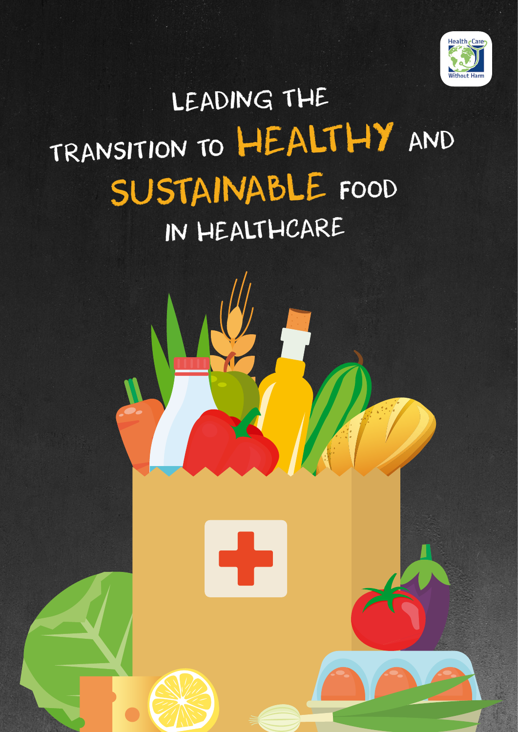Health Care Without Harm

# LEADING THE TRANSITION TO HEALTHY AND SUSTAINABLE FOOD IN HEALTHCARE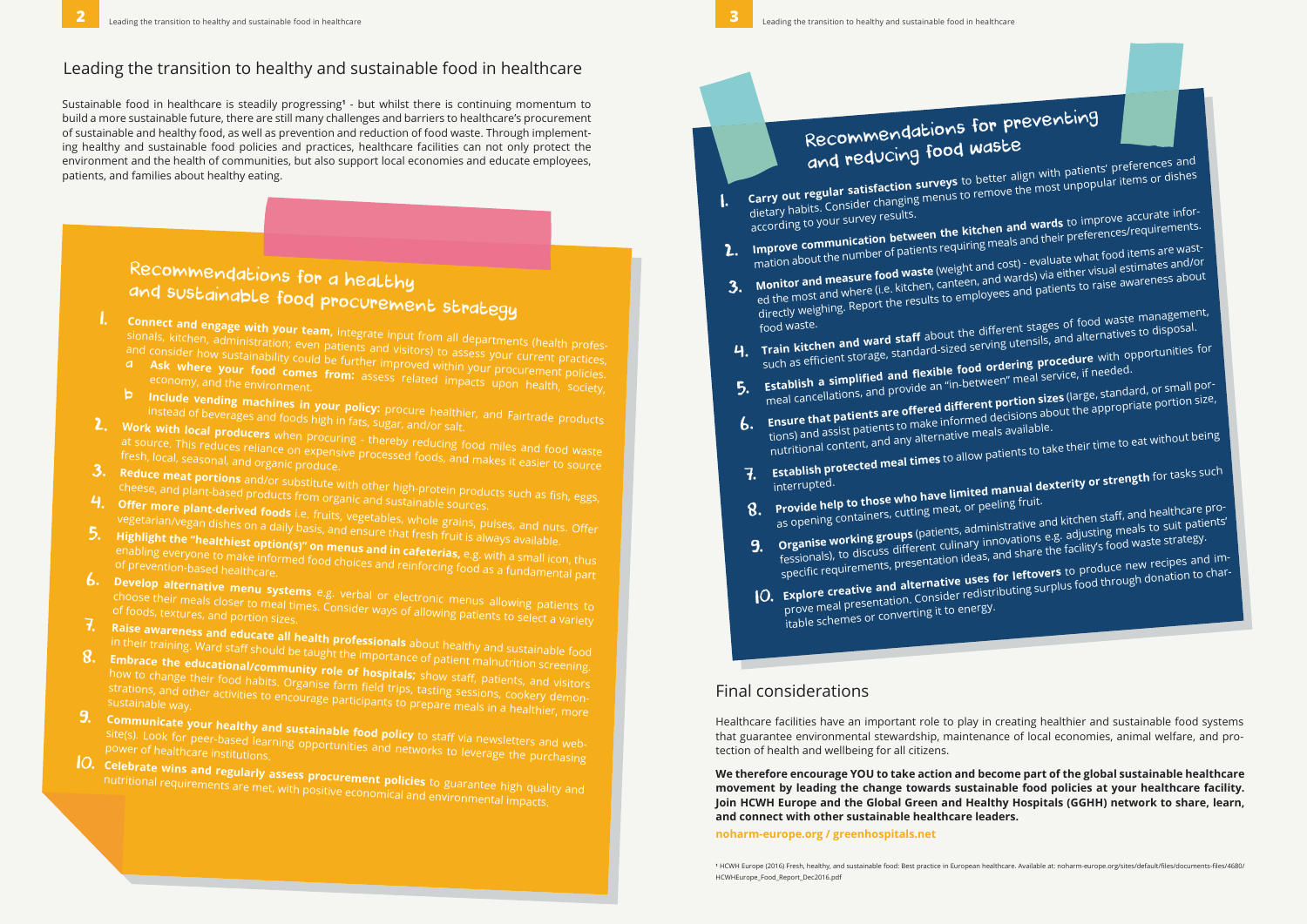## Leading the transition to healthy and sustainable food in healthcare

Sustainable food in healthcare is steadily progressing[1] - but whilst there is continuing momentum to build a more sustainable future, there are still many challenges and barriers to healthcare's procurement of sustainable and healthy food, as well as prevention and reduction of food waste. Through implementing healthy and sustainable food policies and practices, healthcare facilities can not only protect the environment and the health of communities, but also support local economies and educate employees, patients, and families about healthy eating.

### Recommendations for a healthy and sustainable food procurement strategy

1. **Connect and engage with your team**, integrate input from all departments (health professionals, kitchen, administration; even patients and visitors) to assess your current practices, and consider how sustainability could be further improved within your procurement policies.
   a. **Ask where your food comes from:** assess related impacts upon health, society, economy, and the environment.
   b. **Include vending machines in your policy:** procure healthier, and Fairtrade products instead of beverages and foods high in fats, sugar, and/or salt.
2. **Work with local producers** when procuring - thereby reducing food miles and food waste at source. This reduces reliance on expensive processed foods, and makes it easier to source fresh, local, seasonal, and organic produce.
3. **Reduce meat portions** and/or substitute with other high-protein products such as fish, eggs, cheese, and plant-based products from organic and sustainable sources.
4. **Offer more plant-derived foods** i.e. fruits, vegetables, whole grains, pulses, and nuts. Offer vegetarian/vegan dishes on a daily basis, and ensure that fresh fruit is always available.
5. **Highlight the "healthiest option(s)" on menus and in cafeterias,** e.g. with a small icon, thus enabling everyone to make informed food choices and reinforcing food as a fundamental part of prevention-based healthcare.
6. **Develop alternative menu systems** e.g. verbal or electronic menus allowing patients to choose their meals closer to meal times. Consider ways of allowing patients to select a variety of foods, textures, and portion sizes.
7. **Raise awareness and educate all health professionals** about healthy and sustainable food in their training. Ward staff should be taught the importance of patient malnutrition screening.
8. **Embrace the educational/community role of hospitals;** show staff, patients, and visitors how to change their food habits. Organise farm field trips, tasting sessions, cookery demonstrations, and other activities to encourage participants to prepare meals in a healthier, more sustainable way.
9. **Communicate your healthy and sustainable food policy** to staff via newsletters and web-site(s). Look for peer-based learning opportunities and networks to leverage the purchasing power of healthcare institutions.
10. **Celebrate wins and regularly assess procurement policies** to guarantee high quality and nutritional requirements are met, with positive economical and environmental impacts.

### Recommendations for preventing and reducing food waste

1. **Carry out regular satisfaction surveys** to better align with patients' preferences and dietary habits. Consider changing menus to remove the most unpopular items or dishes according to your survey results.
2. **Improve communication between the kitchen and wards** to improve accurate information about the number of patients requiring meals and their preferences/requirements.
3. **Monitor and measure food waste** (weight and cost) - evaluate what food items are wasted the most and where (i.e. kitchen, canteen, and wards) via either visual estimates and/or directly weighing. Report the results to employees and patients to raise awareness about food waste.
4. **Train kitchen and ward staff** about the different stages of food waste management, such as efficient storage, standard-sized serving utensils, and alternatives to disposal.
5. **Establish a simplified and flexible food ordering procedure** with opportunities for meal cancellations, and provide an "in-between" meal service, if needed.
6. **Ensure that patients are offered different portion sizes** (large, standard, or small portions) and assist patients to make informed decisions about the appropriate portion size, nutritional content, and any alternative meals available.
7. **Establish protected meal times** to allow patients to take their time to eat without being interrupted.
8. **Provide help to those who have limited manual dexterity or strength** for tasks such as opening containers, cutting meat, or peeling fruit.
9. **Organise working groups** (patients, administrative and kitchen staff, and healthcare professionals), to discuss different culinary innovations e.g. adjusting meals to suit patients' specific requirements, presentation ideas, and share the facility's food waste strategy.
10. **Explore creative and alternative uses for leftovers** to produce new recipes and improve meal presentation. Consider redistributing surplus food through donation to charitable schemes or converting it to energy.

## Final considerations

Healthcare facilities have an important role to play in creating healthier and sustainable food systems that guarantee environmental stewardship, maintenance of local economies, animal welfare, and protection of health and wellbeing for all citizens.

**We therefore encourage YOU to take action and become part of the global sustainable healthcare movement by leading the change towards sustainable food policies at your healthcare facility. Join HCWH Europe and the Global Green and Healthy Hospitals (GGHH) network to share, learn, and connect with other sustainable healthcare leaders.**

**noharm-europe.org / greenhospitals.net**

[1] HCWH Europe (2016) Fresh, healthy, and sustainable food: Best practice in European healthcare. Available at: noharm-europe.org/sites/default/files/documents-files/4680/HCWHEurope_Food_Report_Dec2016.pdf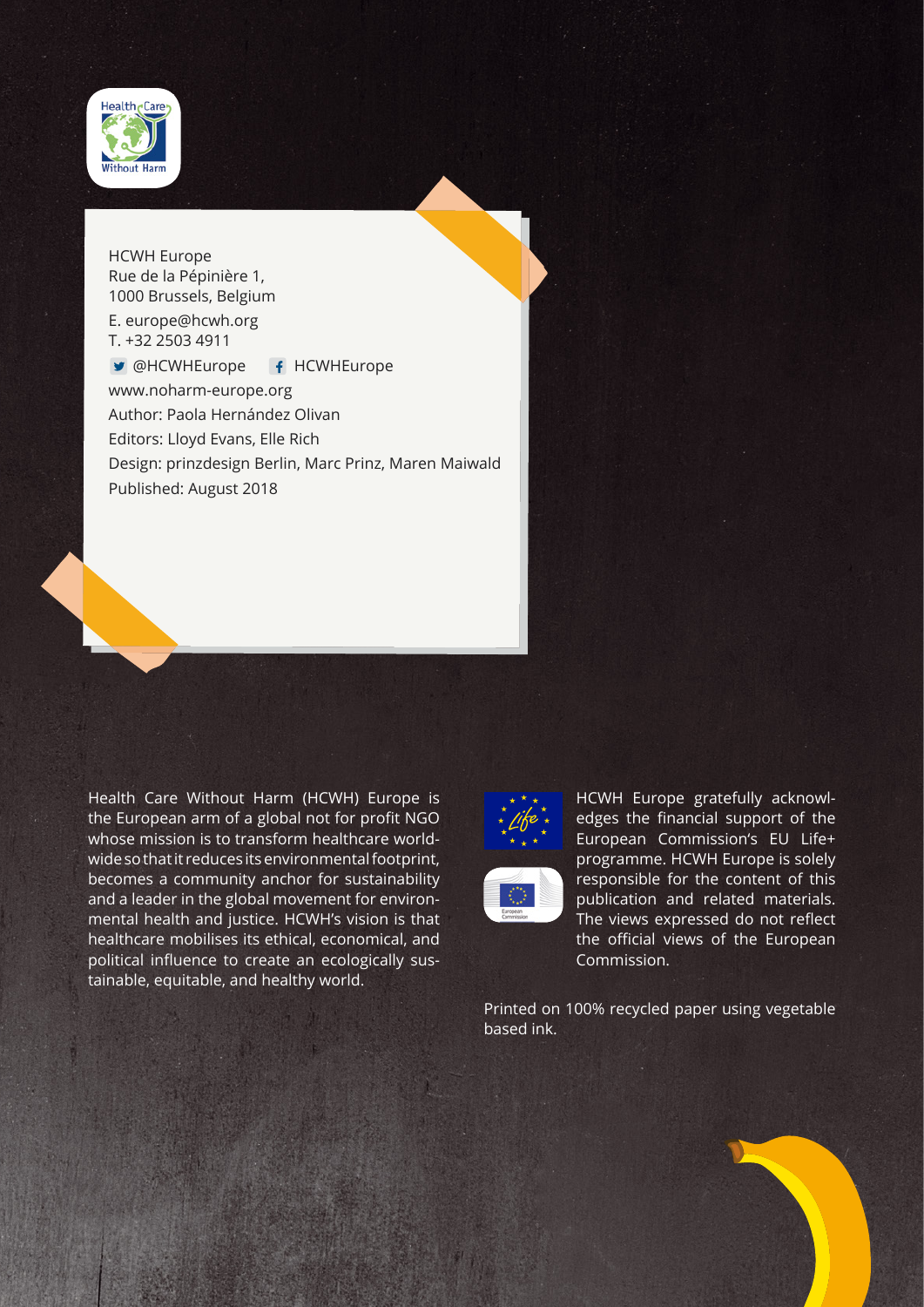HCWH Europe
Rue de la Pépinière 1,
1000 Brussels, Belgium

E. europe@hcwh.org
T. +32 2503 4911

@HCWHEurope HCWHEurope

www.noharm-europe.org

Author: Paola Hernández Olivan

Editors: Lloyd Evans, Elle Rich

Design: prinzdesign Berlin, Marc Prinz, Maren Maiwald

Published: August 2018

Health Care Without Harm (HCWH) Europe is the European arm of a global not for profit NGO whose mission is to transform healthcare worldwide so that it reduces its environmental footprint, becomes a community anchor for sustainability and a leader in the global movement for environmental health and justice. HCWH's vision is that healthcare mobilises its ethical, economical, and political influence to create an ecologically sustainable, equitable, and healthy world.

HCWH Europe gratefully acknowledges the financial support of the European Commission's EU Life+ programme. HCWH Europe is solely responsible for the content of this publication and related materials. The views expressed do not reflect the official views of the European Commission.

Printed on 100% recycled paper using vegetable based ink.